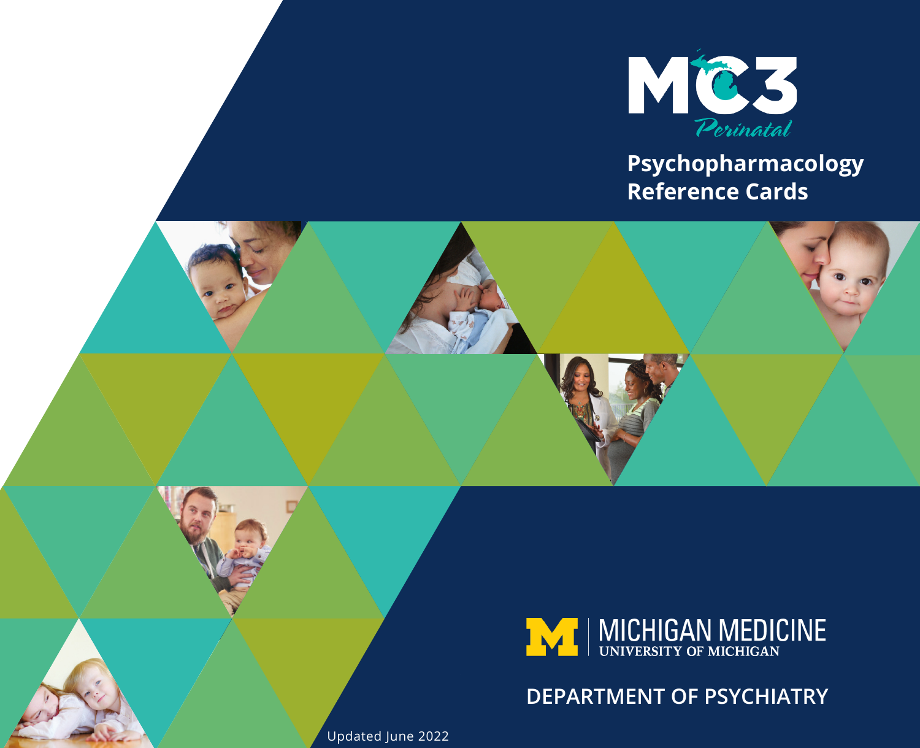# MC3 Perinatal

## Psychopharmacology Reference Cards

MICHIGAN MEDICINE
UNIVERSITY OF MICHIGAN

DEPARTMENT OF PSYCHIATRY

Updated June 2022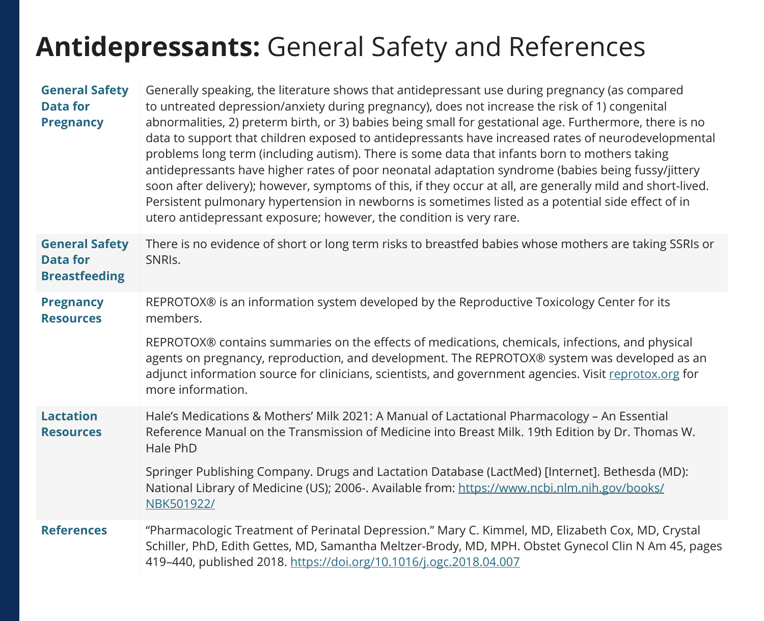# **Antidepressants:** General Safety and References

| | |
|---|---|
| **General Safety Data for Pregnancy** | Generally speaking, the literature shows that antidepressant use during pregnancy (as compared to untreated depression/anxiety during pregnancy), does not increase the risk of 1) congenital abnormalities, 2) preterm birth, or 3) babies being small for gestational age. Furthermore, there is no data to support that children exposed to antidepressants have increased rates of neurodevelopmental problems long term (including autism). There is some data that infants born to mothers taking antidepressants have higher rates of poor neonatal adaptation syndrome (babies being fussy/jittery soon after delivery); however, symptoms of this, if they occur at all, are generally mild and short-lived. Persistent pulmonary hypertension in newborns is sometimes listed as a potential side effect of in utero antidepressant exposure; however, the condition is very rare. |
| **General Safety Data for Breastfeeding** | There is no evidence of short or long term risks to breastfed babies whose mothers are taking SSRIs or SNRIs. |
| **Pregnancy Resources** | REPROTOX® is an information system developed by the Reproductive Toxicology Center for its members.<br><br>REPROTOX® contains summaries on the effects of medications, chemicals, infections, and physical agents on pregnancy, reproduction, and development. The REPROTOX® system was developed as an adjunct information source for clinicians, scientists, and government agencies. Visit [reprotox.org](reprotox.org) for more information. |
| **Lactation Resources** | Hale's Medications & Mothers' Milk 2021: A Manual of Lactational Pharmacology – An Essential Reference Manual on the Transmission of Medicine into Breast Milk. 19th Edition by Dr. Thomas W. Hale PhD<br><br>Springer Publishing Company. Drugs and Lactation Database (LactMed) [Internet]. Bethesda (MD): National Library of Medicine (US); 2006-. Available from: [https://www.ncbi.nlm.nih.gov/books/NBK501922/](https://www.ncbi.nlm.nih.gov/books/NBK501922/) |
| **References** | "Pharmacologic Treatment of Perinatal Depression." Mary C. Kimmel, MD, Elizabeth Cox, MD, Crystal Schiller, PhD, Edith Gettes, MD, Samantha Meltzer-Brody, MD, MPH. Obstet Gynecol Clin N Am 45, pages 419–440, published 2018. [https://doi.org/10.1016/j.ogc.2018.04.007](https://doi.org/10.1016/j.ogc.2018.04.007) |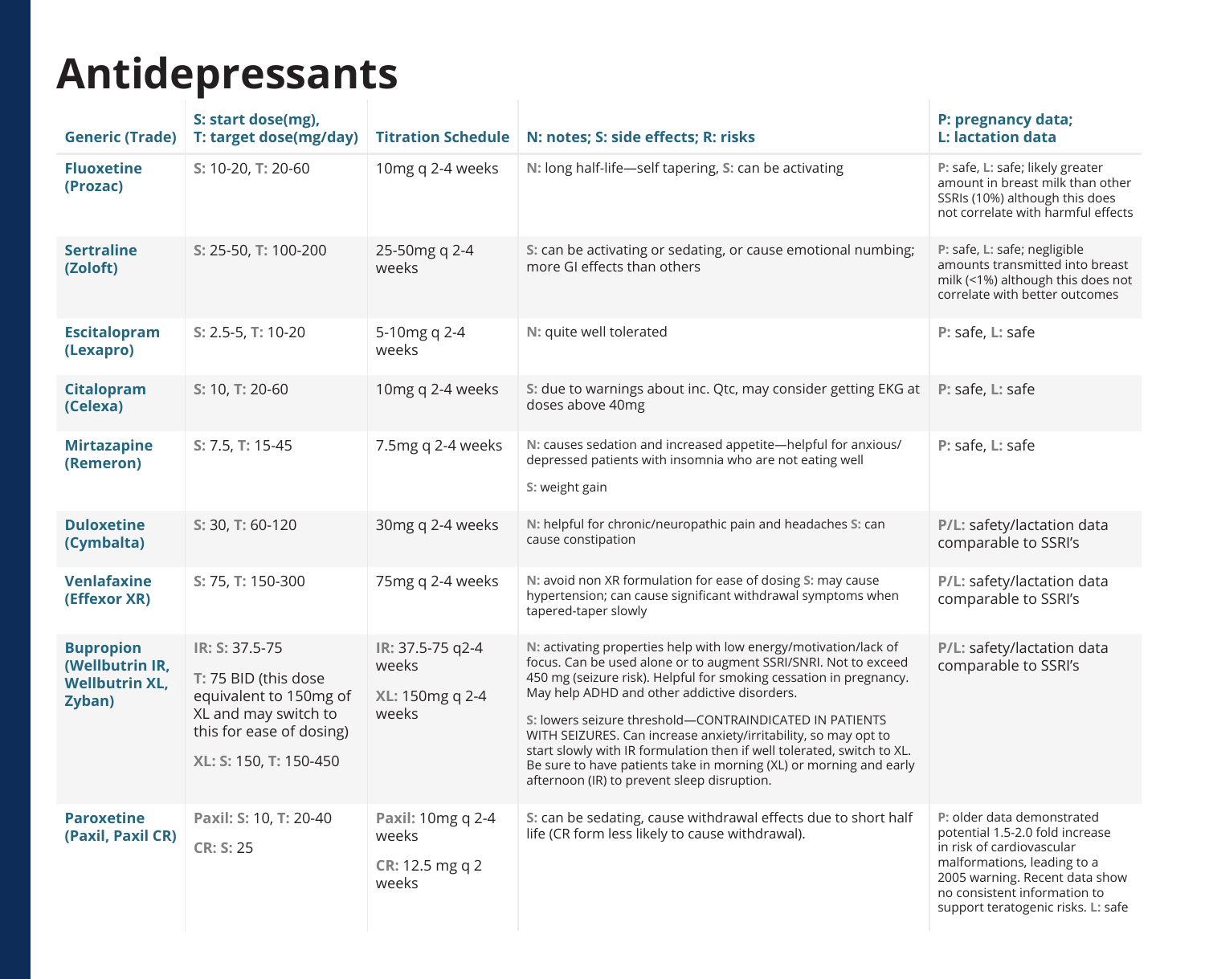# Antidepressants

| Generic (Trade) | S: start dose(mg), T: target dose(mg/day) | Titration Schedule | N: notes; S: side effects; R: risks | P: pregnancy data; L: lactation data |
|---|---|---|---|---|
| **Fluoxetine (Prozac)** | **S:** 10-20, **T:** 20-60 | 10mg q 2-4 weeks | **N:** long half-life—self tapering, **S:** can be activating | **P:** safe, **L:** safe; likely greater amount in breast milk than other SSRIs (10%) although this does not correlate with harmful effects |
| **Sertraline (Zoloft)** | **S:** 25-50, **T:** 100-200 | 25-50mg q 2-4 weeks | **S:** can be activating or sedating, or cause emotional numbing; more GI effects than others | **P:** safe, **L:** safe; negligible amounts transmitted into breast milk (<1%) although this does not correlate with better outcomes |
| **Escitalopram (Lexapro)** | **S:** 2.5-5, **T:** 10-20 | 5-10mg q 2-4 weeks | **N:** quite well tolerated | **P:** safe, **L:** safe |
| **Citalopram (Celexa)** | **S:** 10, **T:** 20-60 | 10mg q 2-4 weeks | **S:** due to warnings about inc. Qtc, may consider getting EKG at doses above 40mg | **P:** safe, **L:** safe |
| **Mirtazapine (Remeron)** | **S:** 7.5, **T:** 15-45 | 7.5mg q 2-4 weeks | **N:** causes sedation and increased appetite—helpful for anxious/ depressed patients with insomnia who are not eating well<br><br>**S:** weight gain | **P:** safe, **L:** safe |
| **Duloxetine (Cymbalta)** | **S:** 30, **T:** 60-120 | 30mg q 2-4 weeks | **N:** helpful for chronic/neuropathic pain and headaches **S:** can cause constipation | **P/L:** safety/lactation data comparable to SSRI's |
| **Venlafaxine (Effexor XR)** | **S:** 75, **T:** 150-300 | 75mg q 2-4 weeks | **N:** avoid non XR formulation for ease of dosing **S:** may cause hypertension; can cause significant withdrawal symptoms when tapered-taper slowly | **P/L:** safety/lactation data comparable to SSRI's |
| **Bupropion (Wellbutrin IR, Wellbutrin XL, Zyban)** | **IR: S:** 37.5-75<br><br>**T:** 75 BID (this dose equivalent to 150mg of XL and may switch to this for ease of dosing)<br><br>**XL: S:** 150, **T:** 150-450 | **IR:** 37.5-75 q2-4 weeks<br><br>**XL:** 150mg q 2-4 weeks | **N:** activating properties help with low energy/motivation/lack of focus. Can be used alone or to augment SSRI/SNRI. Not to exceed 450 mg (seizure risk). Helpful for smoking cessation in pregnancy. May help ADHD and other addictive disorders.<br><br>**S:** lowers seizure threshold—CONTRAINDICATED IN PATIENTS WITH SEIZURES. Can increase anxiety/irritability, so may opt to start slowly with IR formulation then if well tolerated, switch to XL. Be sure to have patients take in morning (XL) or morning and early afternoon (IR) to prevent sleep disruption. | **P/L:** safety/lactation data comparable to SSRI's |
| **Paroxetine (Paxil, Paxil CR)** | **Paxil: S:** 10, **T:** 20-40<br><br>**CR: S:** 25 | **Paxil:** 10mg q 2-4 weeks<br><br>**CR:** 12.5 mg q 2 weeks | **S:** can be sedating, cause withdrawal effects due to short half life (CR form less likely to cause withdrawal). | **P:** older data demonstrated potential 1.5-2.0 fold increase in risk of cardiovascular malformations, leading to a 2005 warning. Recent data show no consistent information to support teratogenic risks. **L:** safe |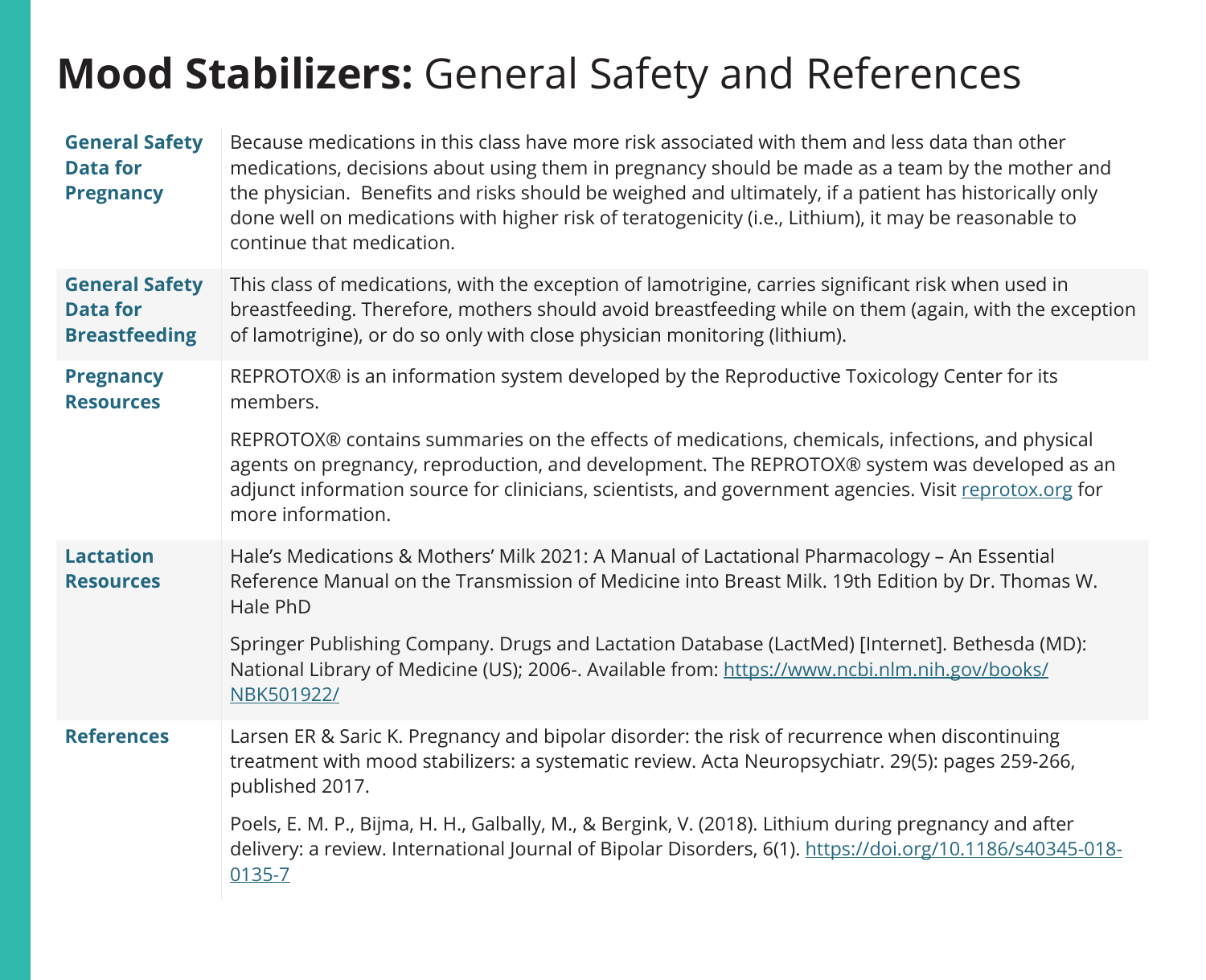# **Mood Stabilizers:** General Safety and References

| | |
|---|---|
| **General Safety Data for Pregnancy** | Because medications in this class have more risk associated with them and less data than other medications, decisions about using them in pregnancy should be made as a team by the mother and the physician. Benefits and risks should be weighed and ultimately, if a patient has historically only done well on medications with higher risk of teratogenicity (i.e., Lithium), it may be reasonable to continue that medication. |
| **General Safety Data for Breastfeeding** | This class of medications, with the exception of lamotrigine, carries significant risk when used in breastfeeding. Therefore, mothers should avoid breastfeeding while on them (again, with the exception of lamotrigine), or do so only with close physician monitoring (lithium). |
| **Pregnancy Resources** | REPROTOX® is an information system developed by the Reproductive Toxicology Center for its members.<br><br>REPROTOX® contains summaries on the effects of medications, chemicals, infections, and physical agents on pregnancy, reproduction, and development. The REPROTOX® system was developed as an adjunct information source for clinicians, scientists, and government agencies. Visit [reprotox.org](reprotox.org) for more information. |
| **Lactation Resources** | Hale's Medications & Mothers' Milk 2021: A Manual of Lactational Pharmacology – An Essential Reference Manual on the Transmission of Medicine into Breast Milk. 19th Edition by Dr. Thomas W. Hale PhD<br><br>Springer Publishing Company. Drugs and Lactation Database (LactMed) [Internet]. Bethesda (MD): National Library of Medicine (US); 2006-. Available from: [https://www.ncbi.nlm.nih.gov/books/NBK501922/](https://www.ncbi.nlm.nih.gov/books/NBK501922/) |
| **References** | Larsen ER & Saric K. Pregnancy and bipolar disorder: the risk of recurrence when discontinuing treatment with mood stabilizers: a systematic review. Acta Neuropsychiatr. 29(5): pages 259-266, published 2017.<br><br>Poels, E. M. P., Bijma, H. H., Galbally, M., & Bergink, V. (2018). Lithium during pregnancy and after delivery: a review. International Journal of Bipolar Disorders, 6(1). [https://doi.org/10.1186/s40345-018-0135-7](https://doi.org/10.1186/s40345-018-0135-7) |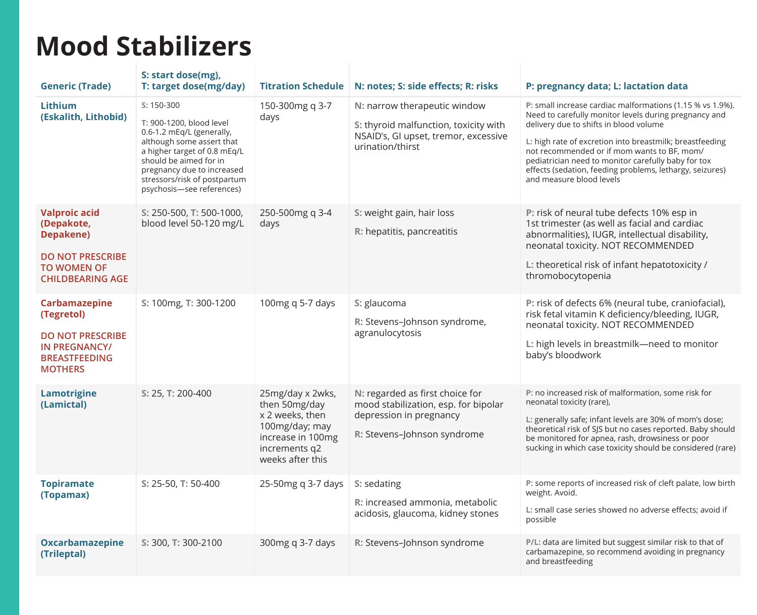# Mood Stabilizers

| Generic (Trade) | S: start dose(mg), T: target dose(mg/day) | Titration Schedule | N: notes; S: side effects; R: risks | P: pregnancy data; L: lactation data |
|---|---|---|---|---|
| **Lithium (Eskalith, Lithobid)** | **S:** 150-300<br><br>**T:** 900-1200, blood level 0.6-1.2 mEq/L (generally, although some assert that a higher target of 0.8 mEq/L should be aimed for in pregnancy due to increased stressors/risk of postpartum psychosis—see references) | 150-300mg q 3-7 days | **N:** narrow therapeutic window<br><br>**S:** thyroid malfunction, toxicity with NSAID's, GI upset, tremor, excessive urination/thirst | **P:** small increase cardiac malformations (1.15 % vs 1.9%). Need to carefully monitor levels during pregnancy and delivery due to shifts in blood volume<br><br>**L:** high rate of excretion into breastmilk; breastfeeding not recommended or if mom wants to BF, mom/ pediatrician need to monitor carefully baby for tox effects (sedation, feeding problems, lethargy, seizures) and measure blood levels |
| **Valproic acid (Depakote, Depakene)**<br><br>DO NOT PRESCRIBE TO WOMEN OF CHILDBEARING AGE | **S:** 250-500, **T:** 500-1000, blood level 50-120 mg/L | 250-500mg q 3-4 days | **S:** weight gain, hair loss<br><br>**R:** hepatitis, pancreatitis | **P:** risk of neural tube defects 10% esp in 1st trimester (as well as facial and cardiac abnormalities), IUGR, intellectual disability, neonatal toxicity. NOT RECOMMENDED<br><br>**L:** theoretical risk of infant hepatotoxicity / thromobocytopenia |
| **Carbamazepine (Tegretol)**<br><br>DO NOT PRESCRIBE IN PREGNANCY/ BREASTFEEDING MOTHERS | **S:** 100mg, **T:** 300-1200 | 100mg q 5-7 days | **S:** glaucoma<br><br>**R:** Stevens–Johnson syndrome, agranulocytosis | **P:** risk of defects 6% (neural tube, craniofacial), risk fetal vitamin K deficiency/bleeding, IUGR, neonatal toxicity. NOT RECOMMENDED<br><br>**L:** high levels in breastmilk—need to monitor baby's bloodwork |
| **Lamotrigine (Lamictal)** | **S:** 25, **T:** 200-400 | 25mg/day x 2wks, then 50mg/day x 2 weeks, then 100mg/day; may increase in 100mg increments q2 weeks after this | **N:** regarded as first choice for mood stabilization, esp. for bipolar depression in pregnancy<br><br>**R:** Stevens–Johnson syndrome | **P:** no increased risk of malformation, some risk for neonatal toxicity (rare),<br><br>**L:** generally safe; infant levels are 30% of mom's dose; theoretical risk of SJS but no cases reported. Baby should be monitored for apnea, rash, drowsiness or poor sucking in which case toxicity should be considered (rare) |
| **Topiramate (Topamax)** | **S:** 25-50, **T:** 50-400 | 25-50mg q 3-7 days | **S:** sedating<br><br>**R:** increased ammonia, metabolic acidosis, glaucoma, kidney stones | **P:** some reports of increased risk of cleft palate, low birth weight. Avoid.<br><br>**L:** small case series showed no adverse effects; avoid if possible |
| **Oxcarbamazepine (Trileptal)** | **S:** 300, **T:** 300-2100 | 300mg q 3-7 days | **R:** Stevens–Johnson syndrome | **P/L:** data are limited but suggest similar risk to that of carbamazepine, so recommend avoiding in pregnancy and breastfeeding |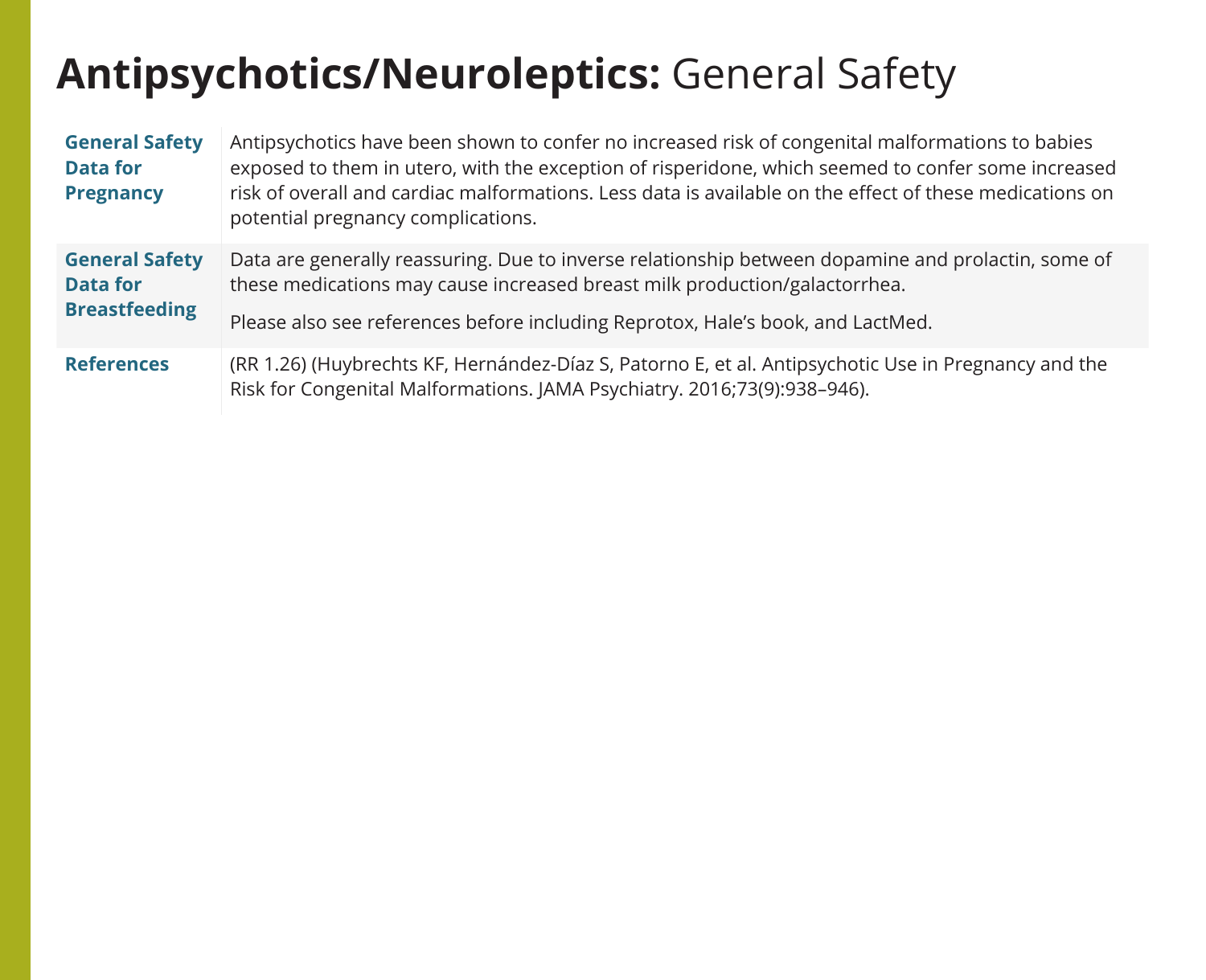# **Antipsychotics/Neuroleptics:** General Safety

| | |
|---|---|
| **General Safety Data for Pregnancy** | Antipsychotics have been shown to confer no increased risk of congenital malformations to babies exposed to them in utero, with the exception of risperidone, which seemed to confer some increased risk of overall and cardiac malformations. Less data is available on the effect of these medications on potential pregnancy complications. |
| **General Safety Data for Breastfeeding** | Data are generally reassuring. Due to inverse relationship between dopamine and prolactin, some of these medications may cause increased breast milk production/galactorrhea. <br><br> Please also see references before including Reprotox, Hale's book, and LactMed. |
| **References** | (RR 1.26) (Huybrechts KF, Hernández-Díaz S, Patorno E, et al. Antipsychotic Use in Pregnancy and the Risk for Congenital Malformations. JAMA Psychiatry. 2016;73(9):938–946). |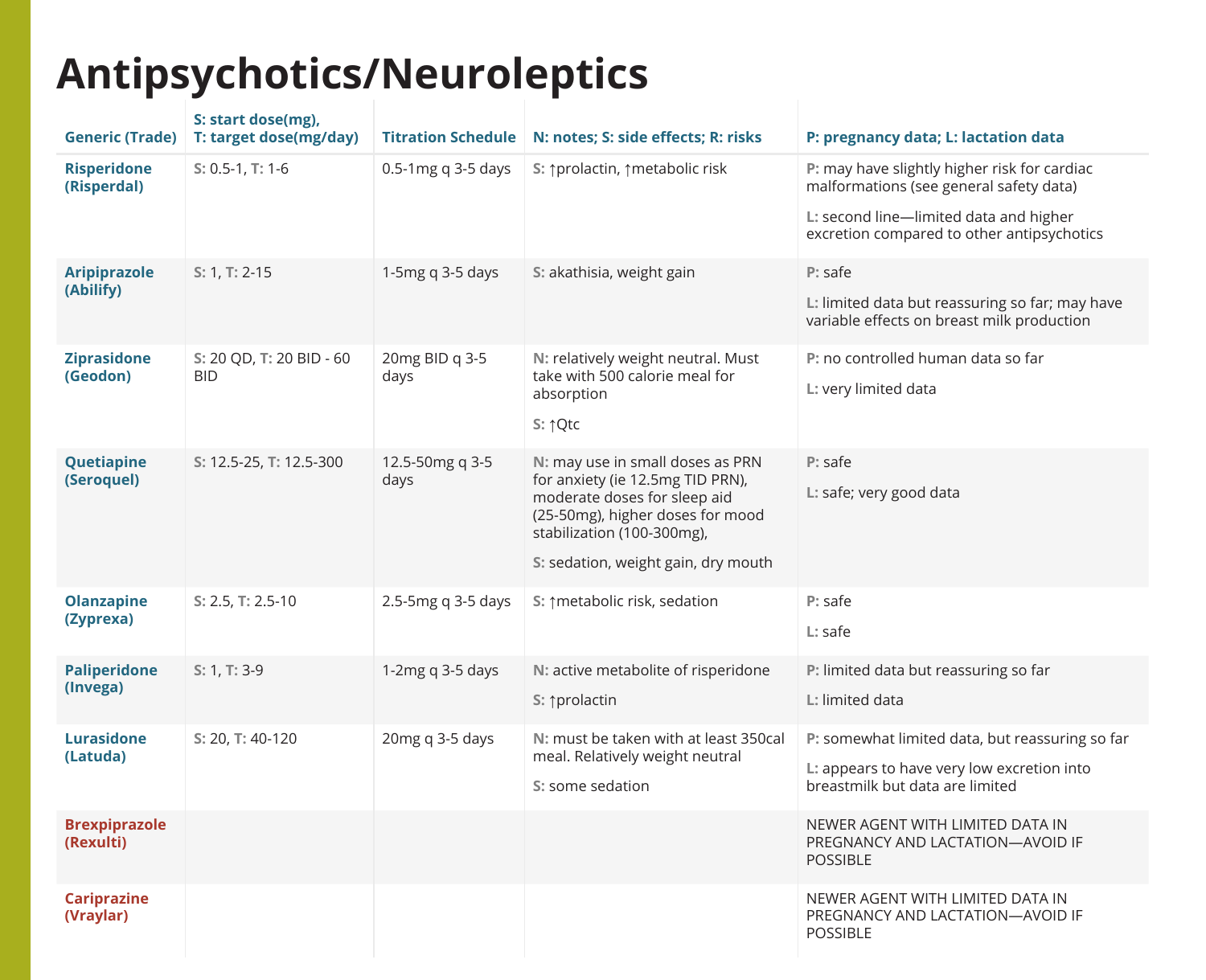# Antipsychotics/Neuroleptics

| Generic (Trade) | S: start dose(mg), T: target dose(mg/day) | Titration Schedule | N: notes; S: side effects; R: risks | P: pregnancy data; L: lactation data |
|---|---|---|---|---|
| **Risperidone (Risperdal)** | **S:** 0.5-1, **T:** 1-6 | 0.5-1mg q 3-5 days | **S:** ↑prolactin, ↑metabolic risk | **P:** may have slightly higher risk for cardiac malformations (see general safety data)<br><br>**L:** second line—limited data and higher excretion compared to other antipsychotics |
| **Aripiprazole (Abilify)** | **S:** 1, **T:** 2-15 | 1-5mg q 3-5 days | **S:** akathisia, weight gain | **P:** safe<br><br>**L:** limited data but reassuring so far; may have variable effects on breast milk production |
| **Ziprasidone (Geodon)** | **S:** 20 QD, **T:** 20 BID - 60 BID | 20mg BID q 3-5 days | **N:** relatively weight neutral. Must take with 500 calorie meal for absorption<br><br>**S:** ↑Qtc | **P:** no controlled human data so far<br><br>**L:** very limited data |
| **Quetiapine (Seroquel)** | **S:** 12.5-25, **T:** 12.5-300 | 12.5-50mg q 3-5 days | **N:** may use in small doses as PRN for anxiety (ie 12.5mg TID PRN), moderate doses for sleep aid (25-50mg), higher doses for mood stabilization (100-300mg),<br><br>**S:** sedation, weight gain, dry mouth | **P:** safe<br><br>**L:** safe; very good data |
| **Olanzapine (Zyprexa)** | **S:** 2.5, **T:** 2.5-10 | 2.5-5mg q 3-5 days | **S:** ↑metabolic risk, sedation | **P:** safe<br><br>**L:** safe |
| **Paliperidone (Invega)** | **S:** 1, **T:** 3-9 | 1-2mg q 3-5 days | **N:** active metabolite of risperidone<br><br>**S:** ↑prolactin | **P:** limited data but reassuring so far<br><br>**L:** limited data |
| **Lurasidone (Latuda)** | **S:** 20, **T:** 40-120 | 20mg q 3-5 days | **N:** must be taken with at least 350cal meal. Relatively weight neutral<br><br>**S:** some sedation | **P:** somewhat limited data, but reassuring so far<br><br>**L:** appears to have very low excretion into breastmilk but data are limited |
| **Brexpiprazole (Rexulti)** | | | | NEWER AGENT WITH LIMITED DATA IN PREGNANCY AND LACTATION—AVOID IF POSSIBLE |
| **Cariprazine (Vraylar)** | | | | NEWER AGENT WITH LIMITED DATA IN PREGNANCY AND LACTATION—AVOID IF POSSIBLE |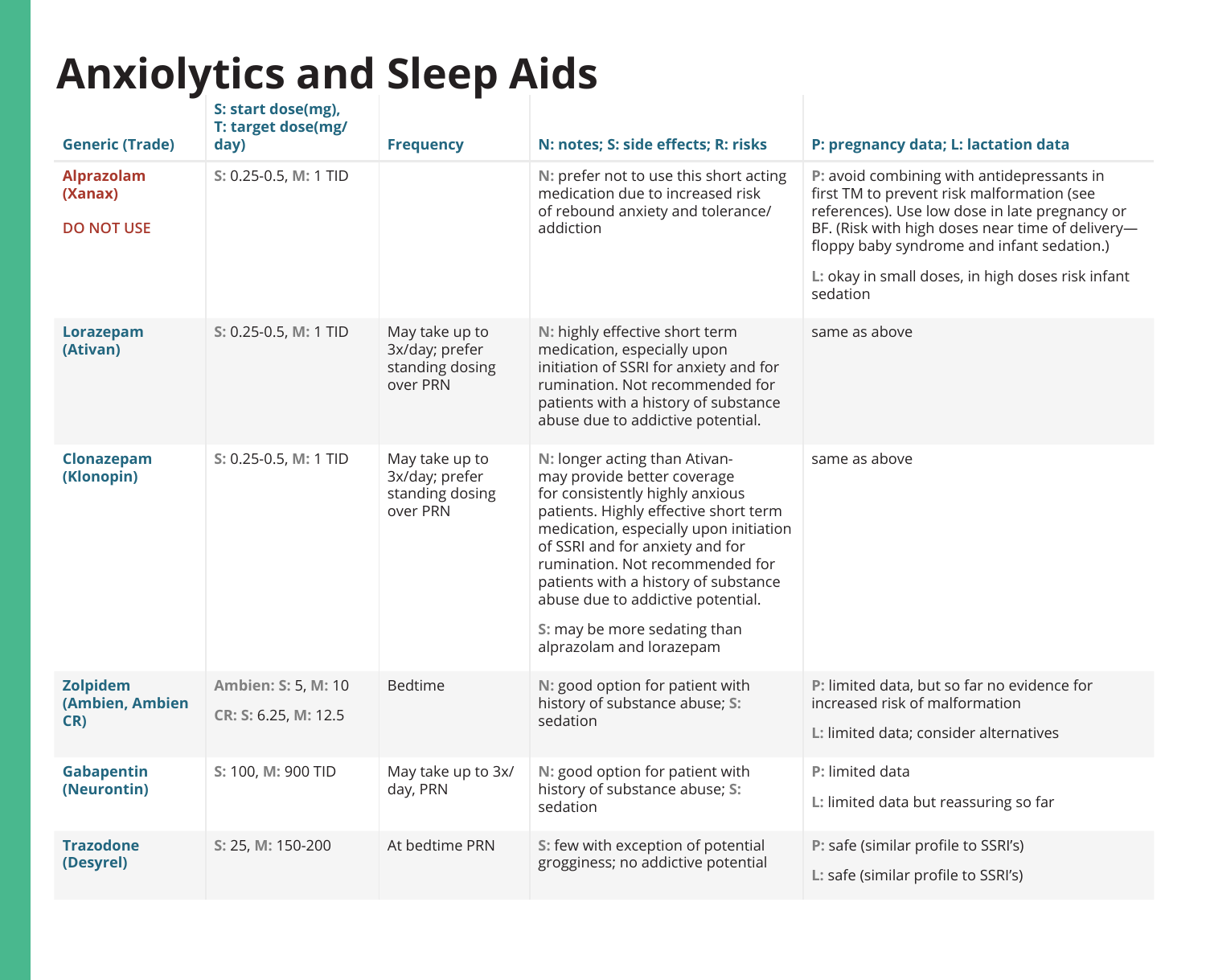# Anxiolytics and Sleep Aids

| Generic (Trade) | S: start dose(mg), T: target dose(mg/day) | Frequency | N: notes; S: side effects; R: risks | P: pregnancy data; L: lactation data |
|---|---|---|---|---|
| **Alprazolam (Xanax)**<br><br>DO NOT USE | **S:** 0.25-0.5, **M:** 1 TID | | **N:** prefer not to use this short acting medication due to increased risk of rebound anxiety and tolerance/addiction | **P:** avoid combining with antidepressants in first TM to prevent risk malformation (see references). Use low dose in late pregnancy or BF. (Risk with high doses near time of delivery—floppy baby syndrome and infant sedation.)<br><br>**L:** okay in small doses, in high doses risk infant sedation |
| **Lorazepam (Ativan)** | **S:** 0.25-0.5, **M:** 1 TID | May take up to 3x/day; prefer standing dosing over PRN | **N:** highly effective short term medication, especially upon initiation of SSRI for anxiety and for rumination. Not recommended for patients with a history of substance abuse due to addictive potential. | same as above |
| **Clonazepam (Klonopin)** | **S:** 0.25-0.5, **M:** 1 TID | May take up to 3x/day; prefer standing dosing over PRN | **N:** longer acting than Ativan-may provide better coverage for consistently highly anxious patients. Highly effective short term medication, especially upon initiation of SSRI and for anxiety and for rumination. Not recommended for patients with a history of substance abuse due to addictive potential.<br><br>**S:** may be more sedating than alprazolam and lorazepam | same as above |
| **Zolpidem (Ambien, Ambien CR)** | **Ambien: S:** 5, **M:** 10<br><br>**CR: S:** 6.25, **M:** 12.5 | Bedtime | **N:** good option for patient with history of substance abuse; **S:** sedation | **P:** limited data, but so far no evidence for increased risk of malformation<br><br>**L:** limited data; consider alternatives |
| **Gabapentin (Neurontin)** | **S:** 100, **M:** 900 TID | May take up to 3x/day, PRN | **N:** good option for patient with history of substance abuse; **S:** sedation | **P:** limited data<br><br>**L:** limited data but reassuring so far |
| **Trazodone (Desyrel)** | **S:** 25, **M:** 150-200 | At bedtime PRN | **S:** few with exception of potential grogginess; no addictive potential | **P:** safe (similar profile to SSRI's)<br><br>**L:** safe (similar profile to SSRI's) |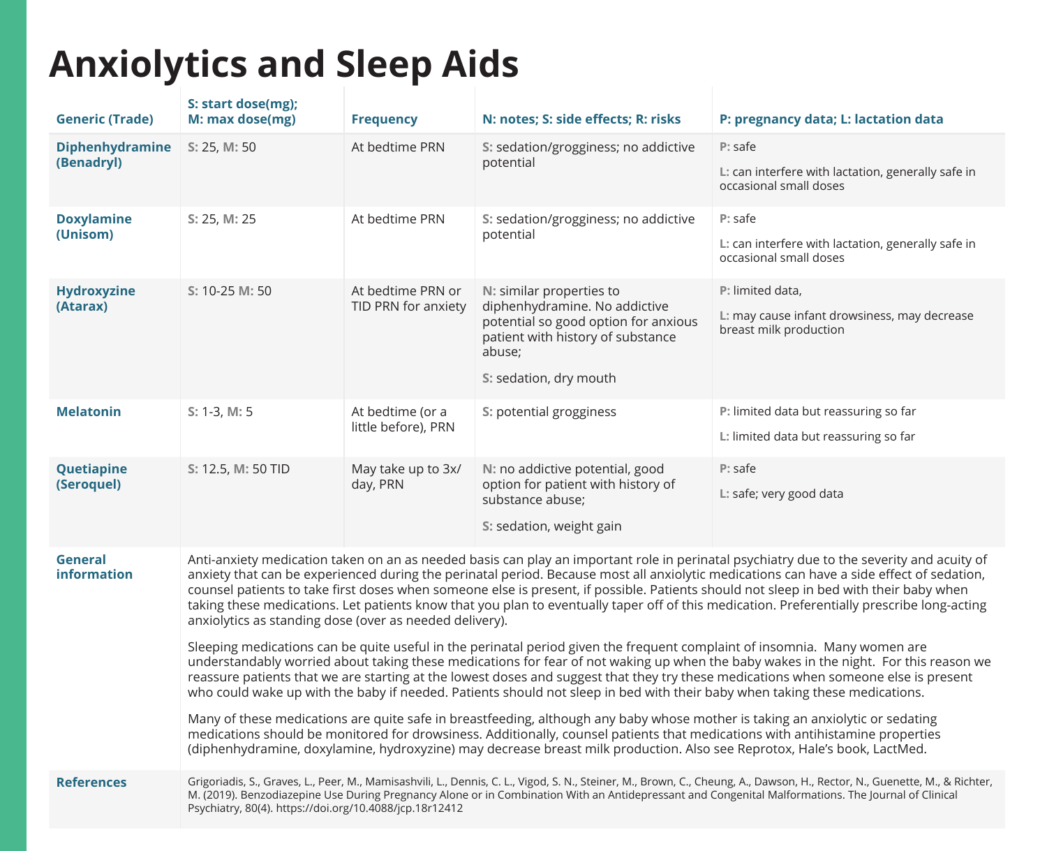# Anxiolytics and Sleep Aids

| Generic (Trade) | S: start dose(mg); M: max dose(mg) | Frequency | N: notes; S: side effects; R: risks | P: pregnancy data; L: lactation data |
|---|---|---|---|---|
| **Diphenhydramine (Benadryl)** | **S:** 25, **M:** 50 | At bedtime PRN | **S:** sedation/grogginess; no addictive potential | **P:** safe<br><br>**L:** can interfere with lactation, generally safe in occasional small doses |
| **Doxylamine (Unisom)** | **S:** 25, **M:** 25 | At bedtime PRN | **S:** sedation/grogginess; no addictive potential | **P:** safe<br><br>**L:** can interfere with lactation, generally safe in occasional small doses |
| **Hydroxyzine (Atarax)** | **S:** 10-25 **M:** 50 | At bedtime PRN or TID PRN for anxiety | **N:** similar properties to diphenhydramine. No addictive potential so good option for anxious patient with history of substance abuse;<br><br>**S:** sedation, dry mouth | **P:** limited data,<br><br>**L:** may cause infant drowsiness, may decrease breast milk production |
| **Melatonin** | **S:** 1-3, **M:** 5 | At bedtime (or a little before), PRN | **S:** potential grogginess | **P:** limited data but reassuring so far<br><br>**L:** limited data but reassuring so far |
| **Quetiapine (Seroquel)** | **S:** 12.5, **M:** 50 TID | May take up to 3x/ day, PRN | **N:** no addictive potential, good option for patient with history of substance abuse;<br><br>**S:** sedation, weight gain | **P:** safe<br><br>**L:** safe; very good data |

**General information**

Anti-anxiety medication taken on an as needed basis can play an important role in perinatal psychiatry due to the severity and acuity of anxiety that can be experienced during the perinatal period. Because most all anxiolytic medications can have a side effect of sedation, counsel patients to take first doses when someone else is present, if possible. Patients should not sleep in bed with their baby when taking these medications. Let patients know that you plan to eventually taper off of this medication. Preferentially prescribe long-acting anxiolytics as standing dose (over as needed delivery).

Sleeping medications can be quite useful in the perinatal period given the frequent complaint of insomnia. Many women are understandably worried about taking these medications for fear of not waking up when the baby wakes in the night. For this reason we reassure patients that we are starting at the lowest doses and suggest that they try these medications when someone else is present who could wake up with the baby if needed. Patients should not sleep in bed with their baby when taking these medications.

Many of these medications are quite safe in breastfeeding, although any baby whose mother is taking an anxiolytic or sedating medications should be monitored for drowsiness. Additionally, counsel patients that medications with antihistamine properties (diphenhydramine, doxylamine, hydroxyzine) may decrease breast milk production. Also see Reprotox, Hale's book, LactMed.

**References**

Grigoriadis, S., Graves, L., Peer, M., Mamisashvili, L., Dennis, C. L., Vigod, S. N., Steiner, M., Brown, C., Cheung, A., Dawson, H., Rector, N., Guenette, M., & Richter, M. (2019). Benzodiazepine Use During Pregnancy Alone or in Combination With an Antidepressant and Congenital Malformations. The Journal of Clinical Psychiatry, 80(4). https://doi.org/10.4088/jcp.18r12412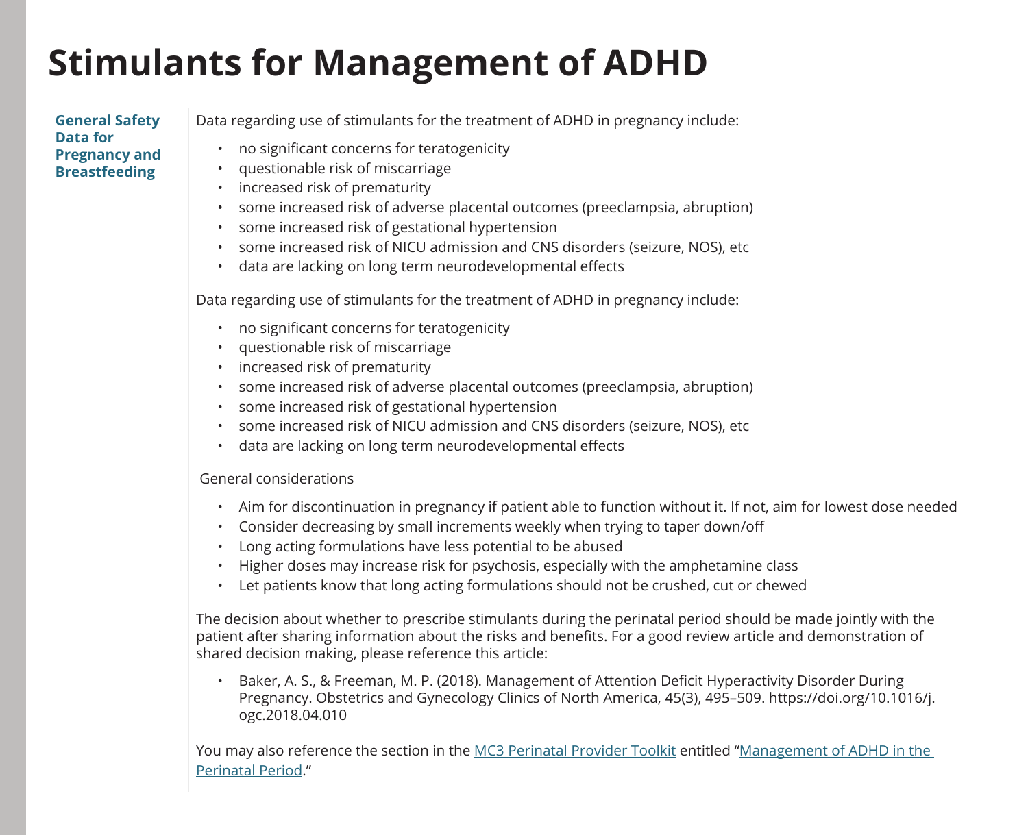# Stimulants for Management of ADHD

**General Safety Data for Pregnancy and Breastfeeding**

Data regarding use of stimulants for the treatment of ADHD in pregnancy include:

- no significant concerns for teratogenicity
- questionable risk of miscarriage
- increased risk of prematurity
- some increased risk of adverse placental outcomes (preeclampsia, abruption)
- some increased risk of gestational hypertension
- some increased risk of NICU admission and CNS disorders (seizure, NOS), etc
- data are lacking on long term neurodevelopmental effects

Data regarding use of stimulants for the treatment of ADHD in pregnancy include:

- no significant concerns for teratogenicity
- questionable risk of miscarriage
- increased risk of prematurity
- some increased risk of adverse placental outcomes (preeclampsia, abruption)
- some increased risk of gestational hypertension
- some increased risk of NICU admission and CNS disorders (seizure, NOS), etc
- data are lacking on long term neurodevelopmental effects

General considerations

- Aim for discontinuation in pregnancy if patient able to function without it. If not, aim for lowest dose needed
- Consider decreasing by small increments weekly when trying to taper down/off
- Long acting formulations have less potential to be abused
- Higher doses may increase risk for psychosis, especially with the amphetamine class
- Let patients know that long acting formulations should not be crushed, cut or chewed

The decision about whether to prescribe stimulants during the perinatal period should be made jointly with the patient after sharing information about the risks and benefits. For a good review article and demonstration of shared decision making, please reference this article:

- Baker, A. S., & Freeman, M. P. (2018). Management of Attention Deficit Hyperactivity Disorder During Pregnancy. Obstetrics and Gynecology Clinics of North America, 45(3), 495–509. https://doi.org/10.1016/j.ogc.2018.04.010

You may also reference the section in the MC3 Perinatal Provider Toolkit entitled "Management of ADHD in the Perinatal Period."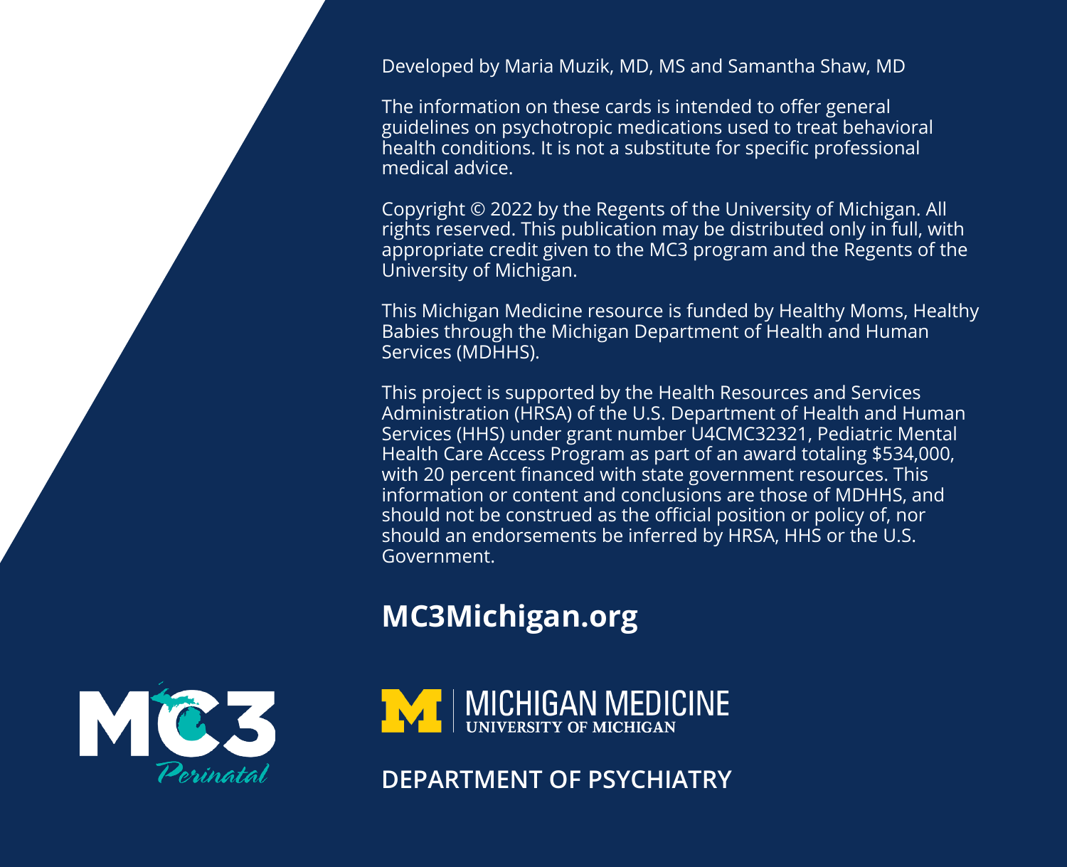Developed by Maria Muzik, MD, MS and Samantha Shaw, MD

The information on these cards is intended to offer general guidelines on psychotropic medications used to treat behavioral health conditions. It is not a substitute for specific professional medical advice.

Copyright © 2022 by the Regents of the University of Michigan. All rights reserved. This publication may be distributed only in full, with appropriate credit given to the MC3 program and the Regents of the University of Michigan.

This Michigan Medicine resource is funded by Healthy Moms, Healthy Babies through the Michigan Department of Health and Human Services (MDHHS).

This project is supported by the Health Resources and Services Administration (HRSA) of the U.S. Department of Health and Human Services (HHS) under grant number U4CMC32321, Pediatric Mental Health Care Access Program as part of an award totaling $534,000, with 20 percent financed with state government resources. This information or content and conclusions are those of MDHHS, and should not be construed as the official position or policy of, nor should an endorsements be inferred by HRSA, HHS or the U.S. Government.

**MC3Michigan.org**

MC3 Perinatal

MICHIGAN MEDICINE
UNIVERSITY OF MICHIGAN

**DEPARTMENT OF PSYCHIATRY**